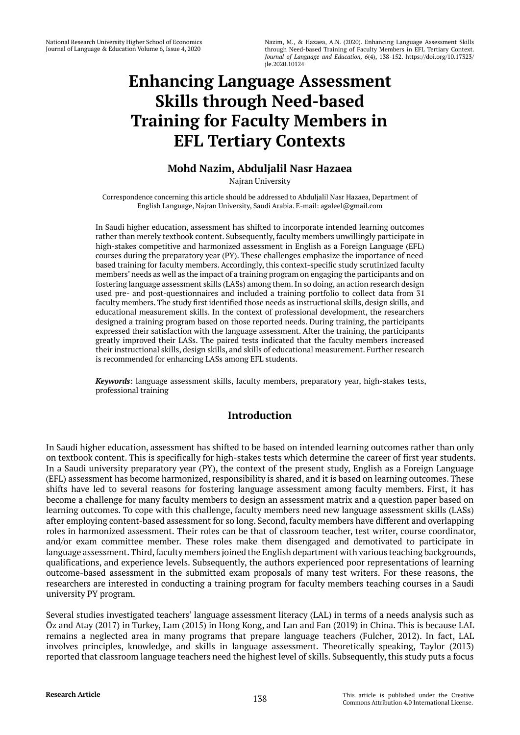# Enhancing Language Assessment Skills through Need-based Training for Faculty Members in EFL Tertiary Contexts

**Mohd Nazim, Abduljalil Nasr Hazaea**

Najran University

Correspondence concerning this article should be addressed to Abduljalil Nasr Hazaea, Department of English Language, Najran University, Saudi Arabia. E-mail: agaleel@gmail.com

In Saudi higher education, assessment has shifted to incorporate intended learning outcomes rather than merely textbook content. Subsequently, faculty members unwillingly participate in high-stakes competitive and harmonized assessment in English as a Foreign Language (EFL) courses during the preparatory year (PY). These challenges emphasize the importance of need-based training for faculty members. Accordingly, this context-specific study scrutinized faculty members' needs as well as the impact of a training program on engaging the participants and on fostering language assessment skills (LASs) among them. In so doing, an action research design used pre- and post-questionnaires and included a training portfolio to collect data from 31 faculty members. The study first identified those needs as instructional skills, design skills, and educational measurement skills. In the context of professional development, the researchers designed a training program based on those reported needs. During training, the participants expressed their satisfaction with the language assessment. After the training, the participants greatly improved their LASs. The paired tests indicated that the faculty members increased their instructional skills, design skills, and skills of educational measurement. Further research is recommended for enhancing LASs among EFL students.

***Keywords***: language assessment skills, faculty members, preparatory year, high-stakes tests, professional training

## Introduction

In Saudi higher education, assessment has shifted to be based on intended learning outcomes rather than only on textbook content. This is specifically for high-stakes tests which determine the career of first year students. In a Saudi university preparatory year (PY), the context of the present study, English as a Foreign Language (EFL) assessment has become harmonized, responsibility is shared, and it is based on learning outcomes. These shifts have led to several reasons for fostering language assessment among faculty members. First, it has become a challenge for many faculty members to design an assessment matrix and a question paper based on learning outcomes. To cope with this challenge, faculty members need new language assessment skills (LASs) after employing content-based assessment for so long. Second, faculty members have different and overlapping roles in harmonized assessment. Their roles can be that of classroom teacher, test writer, course coordinator, and/or exam committee member. These roles make them disengaged and demotivated to participate in language assessment. Third, faculty members joined the English department with various teaching backgrounds, qualifications, and experience levels. Subsequently, the authors experienced poor representations of learning outcome-based assessment in the submitted exam proposals of many test writers. For these reasons, the researchers are interested in conducting a training program for faculty members teaching courses in a Saudi university PY program.

Several studies investigated teachers' language assessment literacy (LAL) in terms of a needs analysis such as Öz and Atay (2017) in Turkey, Lam (2015) in Hong Kong, and Lan and Fan (2019) in China. This is because LAL remains a neglected area in many programs that prepare language teachers (Fulcher, 2012). In fact, LAL involves principles, knowledge, and skills in language assessment. Theoretically speaking, Taylor (2013) reported that classroom language teachers need the highest level of skills. Subsequently, this study puts a focus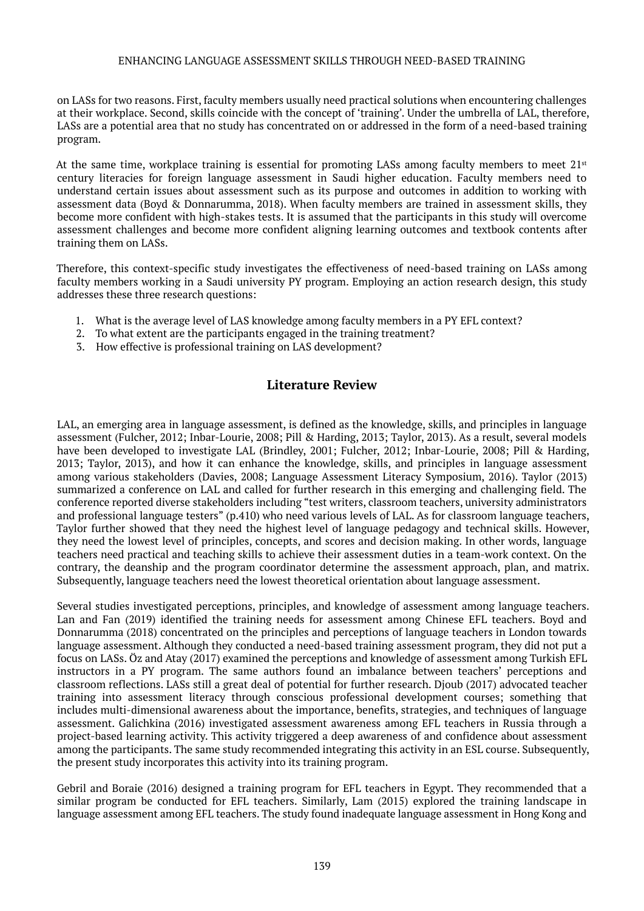on LASs for two reasons. First, faculty members usually need practical solutions when encountering challenges at their workplace. Second, skills coincide with the concept of 'training'. Under the umbrella of LAL, therefore, LASs are a potential area that no study has concentrated on or addressed in the form of a need-based training program.

At the same time, workplace training is essential for promoting LASs among faculty members to meet 21st century literacies for foreign language assessment in Saudi higher education. Faculty members need to understand certain issues about assessment such as its purpose and outcomes in addition to working with assessment data (Boyd & Donnarumma, 2018). When faculty members are trained in assessment skills, they become more confident with high-stakes tests. It is assumed that the participants in this study will overcome assessment challenges and become more confident aligning learning outcomes and textbook contents after training them on LASs.

Therefore, this context-specific study investigates the effectiveness of need-based training on LASs among faculty members working in a Saudi university PY program. Employing an action research design, this study addresses these three research questions:

1. What is the average level of LAS knowledge among faculty members in a PY EFL context?
2. To what extent are the participants engaged in the training treatment?
3. How effective is professional training on LAS development?

## Literature Review

LAL, an emerging area in language assessment, is defined as the knowledge, skills, and principles in language assessment (Fulcher, 2012; Inbar-Lourie, 2008; Pill & Harding, 2013; Taylor, 2013). As a result, several models have been developed to investigate LAL (Brindley, 2001; Fulcher, 2012; Inbar-Lourie, 2008; Pill & Harding, 2013; Taylor, 2013), and how it can enhance the knowledge, skills, and principles in language assessment among various stakeholders (Davies, 2008; Language Assessment Literacy Symposium, 2016). Taylor (2013) summarized a conference on LAL and called for further research in this emerging and challenging field. The conference reported diverse stakeholders including "test writers, classroom teachers, university administrators and professional language testers" (p.410) who need various levels of LAL. As for classroom language teachers, Taylor further showed that they need the highest level of language pedagogy and technical skills. However, they need the lowest level of principles, concepts, and scores and decision making. In other words, language teachers need practical and teaching skills to achieve their assessment duties in a team-work context. On the contrary, the deanship and the program coordinator determine the assessment approach, plan, and matrix. Subsequently, language teachers need the lowest theoretical orientation about language assessment.

Several studies investigated perceptions, principles, and knowledge of assessment among language teachers. Lan and Fan (2019) identified the training needs for assessment among Chinese EFL teachers. Boyd and Donnarumma (2018) concentrated on the principles and perceptions of language teachers in London towards language assessment. Although they conducted a need-based training assessment program, they did not put a focus on LASs. Öz and Atay (2017) examined the perceptions and knowledge of assessment among Turkish EFL instructors in a PY program. The same authors found an imbalance between teachers' perceptions and classroom reflections. LASs still a great deal of potential for further research. Djoub (2017) advocated teacher training into assessment literacy through conscious professional development courses; something that includes multi-dimensional awareness about the importance, benefits, strategies, and techniques of language assessment. Galichkina (2016) investigated assessment awareness among EFL teachers in Russia through a project-based learning activity. This activity triggered a deep awareness of and confidence about assessment among the participants. The same study recommended integrating this activity in an ESL course. Subsequently, the present study incorporates this activity into its training program.

Gebril and Boraie (2016) designed a training program for EFL teachers in Egypt. They recommended that a similar program be conducted for EFL teachers. Similarly, Lam (2015) explored the training landscape in language assessment among EFL teachers. The study found inadequate language assessment in Hong Kong and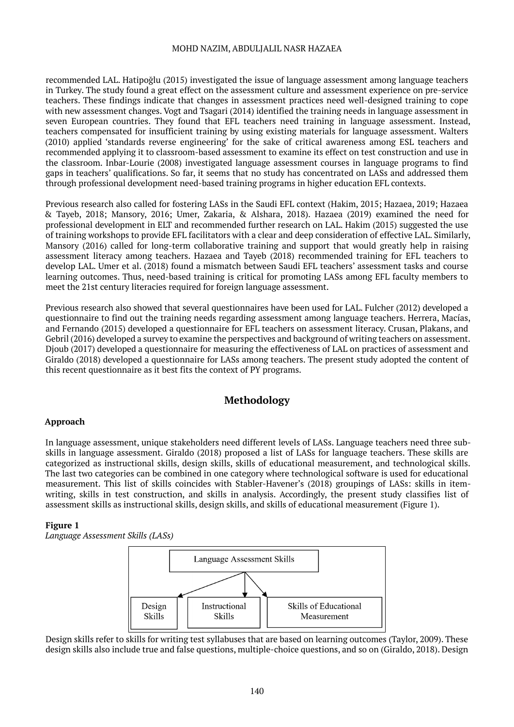recommended LAL. Hatipoğlu (2015) investigated the issue of language assessment among language teachers in Turkey. The study found a great effect on the assessment culture and assessment experience on pre-service teachers. These findings indicate that changes in assessment practices need well-designed training to cope with new assessment changes. Vogt and Tsagari (2014) identified the training needs in language assessment in seven European countries. They found that EFL teachers need training in language assessment. Instead, teachers compensated for insufficient training by using existing materials for language assessment. Walters (2010) applied 'standards reverse engineering' for the sake of critical awareness among ESL teachers and recommended applying it to classroom-based assessment to examine its effect on test construction and use in the classroom. Inbar-Lourie (2008) investigated language assessment courses in language programs to find gaps in teachers' qualifications. So far, it seems that no study has concentrated on LASs and addressed them through professional development need-based training programs in higher education EFL contexts.

Previous research also called for fostering LASs in the Saudi EFL context (Hakim, 2015; Hazaea, 2019; Hazaea & Tayeb, 2018; Mansory, 2016; Umer, Zakaria, & Alshara, 2018). Hazaea (2019) examined the need for professional development in ELT and recommended further research on LAL. Hakim (2015) suggested the use of training workshops to provide EFL facilitators with a clear and deep consideration of effective LAL. Similarly, Mansory (2016) called for long-term collaborative training and support that would greatly help in raising assessment literacy among teachers. Hazaea and Tayeb (2018) recommended training for EFL teachers to develop LAL. Umer et al. (2018) found a mismatch between Saudi EFL teachers' assessment tasks and course learning outcomes. Thus, need-based training is critical for promoting LASs among EFL faculty members to meet the 21st century literacies required for foreign language assessment.

Previous research also showed that several questionnaires have been used for LAL. Fulcher (2012) developed a questionnaire to find out the training needs regarding assessment among language teachers. Herrera, Macías, and Fernando (2015) developed a questionnaire for EFL teachers on assessment literacy. Crusan, Plakans, and Gebril (2016) developed a survey to examine the perspectives and background of writing teachers on assessment. Djoub (2017) developed a questionnaire for measuring the effectiveness of LAL on practices of assessment and Giraldo (2018) developed a questionnaire for LASs among teachers. The present study adopted the content of this recent questionnaire as it best fits the context of PY programs.

## Methodology

### Approach

In language assessment, unique stakeholders need different levels of LASs. Language teachers need three sub-skills in language assessment. Giraldo (2018) proposed a list of LASs for language teachers. These skills are categorized as instructional skills, design skills, skills of educational measurement, and technological skills. The last two categories can be combined in one category where technological software is used for educational measurement. This list of skills coincides with Stabler-Havener's (2018) groupings of LASs: skills in item-writing, skills in test construction, and skills in analysis. Accordingly, the present study classifies list of assessment skills as instructional skills, design skills, and skills of educational measurement (Figure 1).

**Figure 1**
*Language Assessment Skills (LASs)*

Language Assessment Skills → Design Skills; Instructional Skills; Skills of Educational Measurement

Design skills refer to skills for writing test syllabuses that are based on learning outcomes (Taylor, 2009). These design skills also include true and false questions, multiple-choice questions, and so on (Giraldo, 2018). Design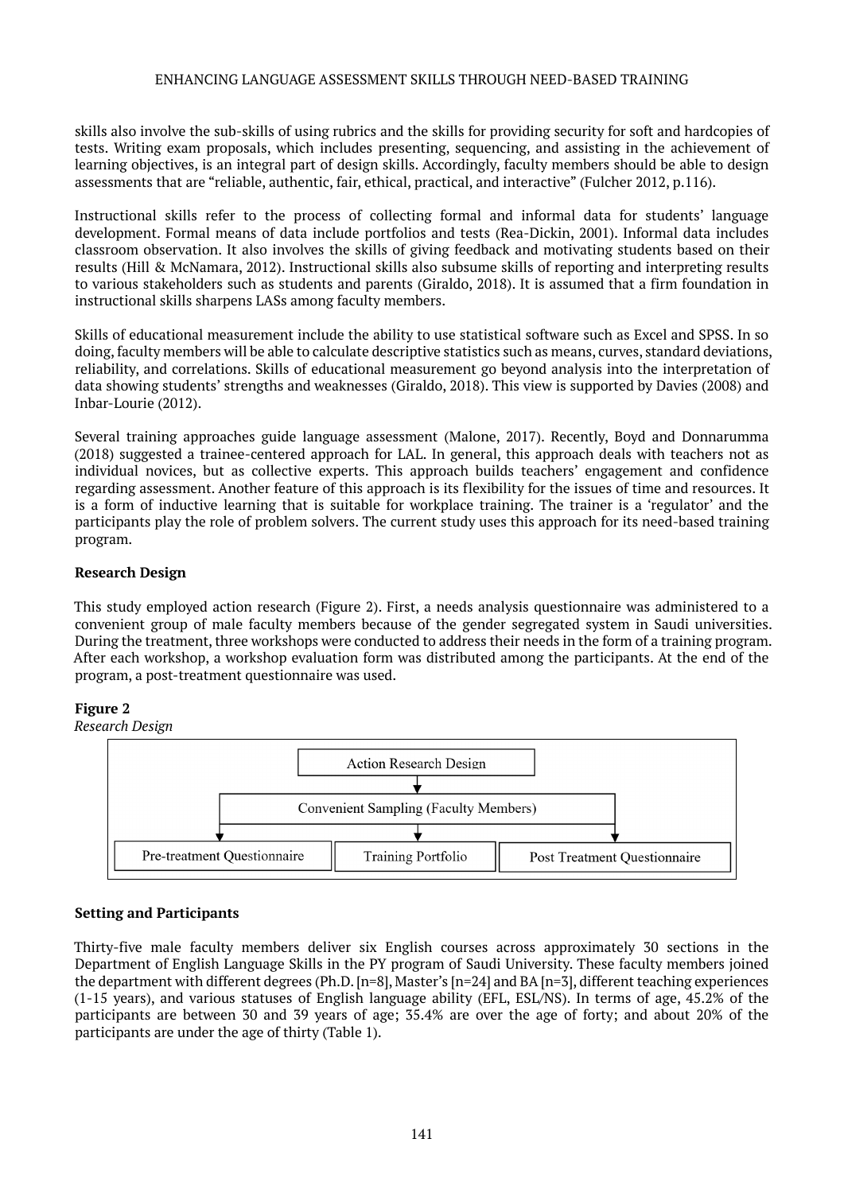skills also involve the sub-skills of using rubrics and the skills for providing security for soft and hardcopies of tests. Writing exam proposals, which includes presenting, sequencing, and assisting in the achievement of learning objectives, is an integral part of design skills. Accordingly, faculty members should be able to design assessments that are "reliable, authentic, fair, ethical, practical, and interactive" (Fulcher 2012, p.116).

Instructional skills refer to the process of collecting formal and informal data for students' language development. Formal means of data include portfolios and tests (Rea-Dickin, 2001). Informal data includes classroom observation. It also involves the skills of giving feedback and motivating students based on their results (Hill & McNamara, 2012). Instructional skills also subsume skills of reporting and interpreting results to various stakeholders such as students and parents (Giraldo, 2018). It is assumed that a firm foundation in instructional skills sharpens LASs among faculty members.

Skills of educational measurement include the ability to use statistical software such as Excel and SPSS. In so doing, faculty members will be able to calculate descriptive statistics such as means, curves, standard deviations, reliability, and correlations. Skills of educational measurement go beyond analysis into the interpretation of data showing students' strengths and weaknesses (Giraldo, 2018). This view is supported by Davies (2008) and Inbar-Lourie (2012).

Several training approaches guide language assessment (Malone, 2017). Recently, Boyd and Donnarumma (2018) suggested a trainee-centered approach for LAL. In general, this approach deals with teachers not as individual novices, but as collective experts. This approach builds teachers' engagement and confidence regarding assessment. Another feature of this approach is its flexibility for the issues of time and resources. It is a form of inductive learning that is suitable for workplace training. The trainer is a 'regulator' and the participants play the role of problem solvers. The current study uses this approach for its need-based training program.

## Research Design

This study employed action research (Figure 2). First, a needs analysis questionnaire was administered to a convenient group of male faculty members because of the gender segregated system in Saudi universities. During the treatment, three workshops were conducted to address their needs in the form of a training program. After each workshop, a workshop evaluation form was distributed among the participants. At the end of the program, a post-treatment questionnaire was used.

**Figure 2**
*Research Design*

Action Research Design → Convenient Sampling (Faculty Members) → Pre-treatment Questionnaire | Training Portfolio | Post Treatment Questionnaire

## Setting and Participants

Thirty-five male faculty members deliver six English courses across approximately 30 sections in the Department of English Language Skills in the PY program of Saudi University. These faculty members joined the department with different degrees (Ph.D. [n=8], Master's [n=24] and BA [n=3], different teaching experiences (1-15 years), and various statuses of English language ability (EFL, ESL/NS). In terms of age, 45.2% of the participants are between 30 and 39 years of age; 35.4% are over the age of forty; and about 20% of the participants are under the age of thirty (Table 1).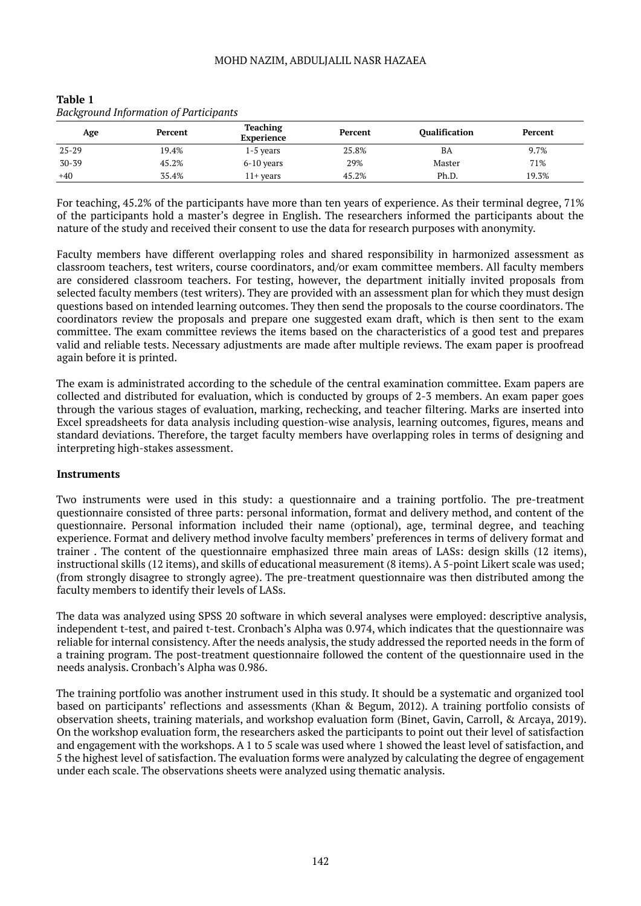**Table 1**
*Background Information of Participants*

| Age | Percent | Teaching Experience | Percent | Qualification | Percent |
|---|---|---|---|---|---|
| 25-29 | 19.4% | 1-5 years | 25.8% | BA | 9.7% |
| 30-39 | 45.2% | 6-10 years | 29% | Master | 71% |
| +40 | 35.4% | 11+ years | 45.2% | Ph.D. | 19.3% |

For teaching, 45.2% of the participants have more than ten years of experience. As their terminal degree, 71% of the participants hold a master's degree in English. The researchers informed the participants about the nature of the study and received their consent to use the data for research purposes with anonymity.

Faculty members have different overlapping roles and shared responsibility in harmonized assessment as classroom teachers, test writers, course coordinators, and/or exam committee members. All faculty members are considered classroom teachers. For testing, however, the department initially invited proposals from selected faculty members (test writers). They are provided with an assessment plan for which they must design questions based on intended learning outcomes. They then send the proposals to the course coordinators. The coordinators review the proposals and prepare one suggested exam draft, which is then sent to the exam committee. The exam committee reviews the items based on the characteristics of a good test and prepares valid and reliable tests. Necessary adjustments are made after multiple reviews. The exam paper is proofread again before it is printed.

The exam is administrated according to the schedule of the central examination committee. Exam papers are collected and distributed for evaluation, which is conducted by groups of 2-3 members. An exam paper goes through the various stages of evaluation, marking, rechecking, and teacher filtering. Marks are inserted into Excel spreadsheets for data analysis including question-wise analysis, learning outcomes, figures, means and standard deviations. Therefore, the target faculty members have overlapping roles in terms of designing and interpreting high-stakes assessment.

**Instruments**

Two instruments were used in this study: a questionnaire and a training portfolio. The pre-treatment questionnaire consisted of three parts: personal information, format and delivery method, and content of the questionnaire. Personal information included their name (optional), age, terminal degree, and teaching experience. Format and delivery method involve faculty members' preferences in terms of delivery format and trainer . The content of the questionnaire emphasized three main areas of LASs: design skills (12 items), instructional skills (12 items), and skills of educational measurement (8 items). A 5-point Likert scale was used; (from strongly disagree to strongly agree). The pre-treatment questionnaire was then distributed among the faculty members to identify their levels of LASs.

The data was analyzed using SPSS 20 software in which several analyses were employed: descriptive analysis, independent t-test, and paired t-test. Cronbach's Alpha was 0.974, which indicates that the questionnaire was reliable for internal consistency. After the needs analysis, the study addressed the reported needs in the form of a training program. The post-treatment questionnaire followed the content of the questionnaire used in the needs analysis. Cronbach's Alpha was 0.986.

The training portfolio was another instrument used in this study. It should be a systematic and organized tool based on participants' reflections and assessments (Khan & Begum, 2012). A training portfolio consists of observation sheets, training materials, and workshop evaluation form (Binet, Gavin, Carroll, & Arcaya, 2019). On the workshop evaluation form, the researchers asked the participants to point out their level of satisfaction and engagement with the workshops. A 1 to 5 scale was used where 1 showed the least level of satisfaction, and 5 the highest level of satisfaction. The evaluation forms were analyzed by calculating the degree of engagement under each scale. The observations sheets were analyzed using thematic analysis.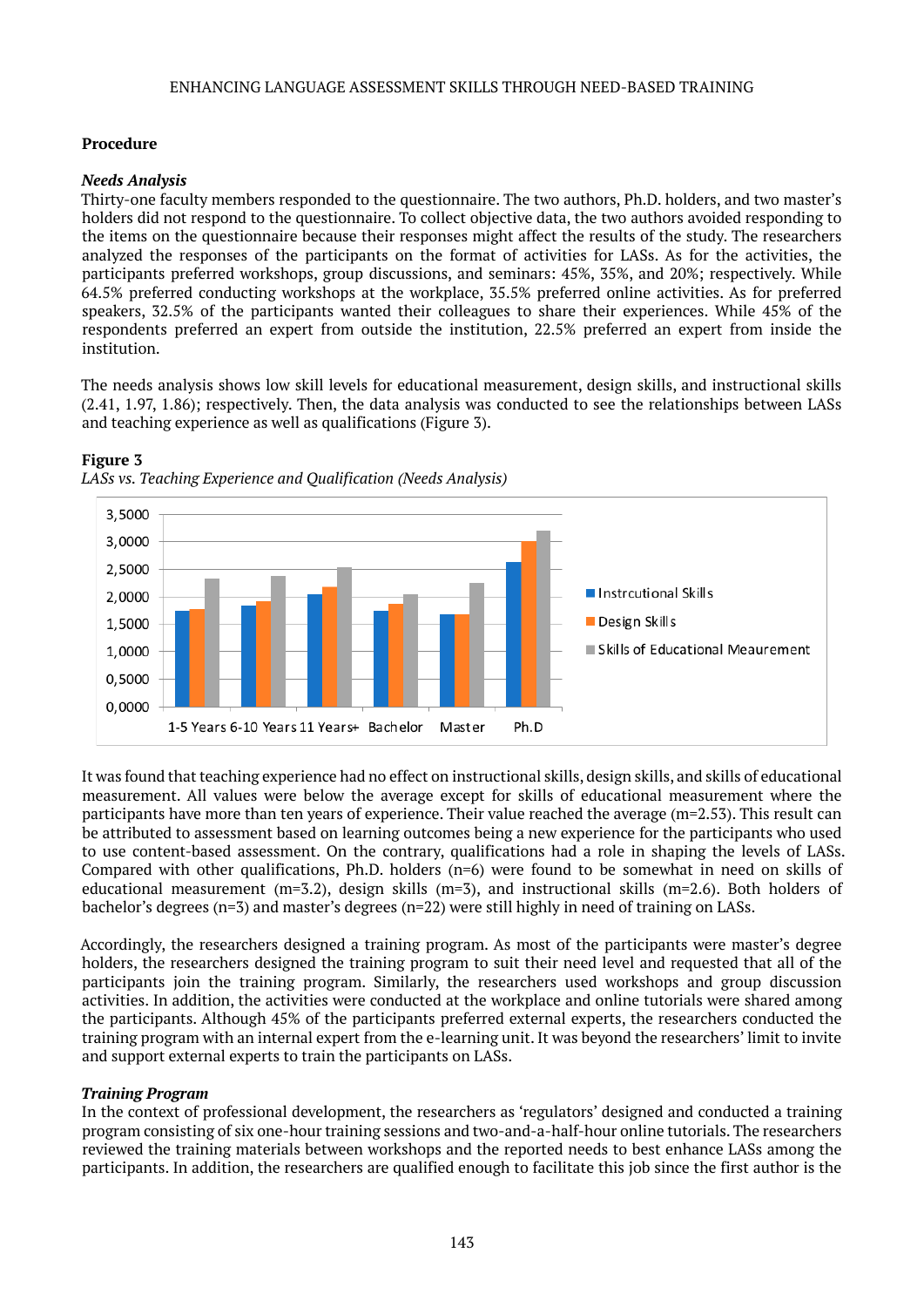## Procedure

### *Needs Analysis*

Thirty-one faculty members responded to the questionnaire. The two authors, Ph.D. holders, and two master's holders did not respond to the questionnaire. To collect objective data, the two authors avoided responding to the items on the questionnaire because their responses might affect the results of the study. The researchers analyzed the responses of the participants on the format of activities for LASs. As for the activities, the participants preferred workshops, group discussions, and seminars: 45%, 35%, and 20%; respectively. While 64.5% preferred conducting workshops at the workplace, 35.5% preferred online activities. As for preferred speakers, 32.5% of the participants wanted their colleagues to share their experiences. While 45% of the respondents preferred an expert from outside the institution, 22.5% preferred an expert from inside the institution.

The needs analysis shows low skill levels for educational measurement, design skills, and instructional skills (2.41, 1.97, 1.86); respectively. Then, the data analysis was conducted to see the relationships between LASs and teaching experience as well as qualifications (Figure 3).

**Figure 3**

*LASs vs. Teaching Experience and Qualification (Needs Analysis)*

It was found that teaching experience had no effect on instructional skills, design skills, and skills of educational measurement. All values were below the average except for skills of educational measurement where the participants have more than ten years of experience. Their value reached the average (m=2.53). This result can be attributed to assessment based on learning outcomes being a new experience for the participants who used to use content-based assessment. On the contrary, qualifications had a role in shaping the levels of LASs. Compared with other qualifications, Ph.D. holders (n=6) were found to be somewhat in need on skills of educational measurement (m=3.2), design skills (m=3), and instructional skills (m=2.6). Both holders of bachelor's degrees (n=3) and master's degrees (n=22) were still highly in need of training on LASs.

Accordingly, the researchers designed a training program. As most of the participants were master's degree holders, the researchers designed the training program to suit their need level and requested that all of the participants join the training program. Similarly, the researchers used workshops and group discussion activities. In addition, the activities were conducted at the workplace and online tutorials were shared among the participants. Although 45% of the participants preferred external experts, the researchers conducted the training program with an internal expert from the e-learning unit. It was beyond the researchers' limit to invite and support external experts to train the participants on LASs.

### *Training Program*

In the context of professional development, the researchers as 'regulators' designed and conducted a training program consisting of six one-hour training sessions and two-and-a-half-hour online tutorials. The researchers reviewed the training materials between workshops and the reported needs to best enhance LASs among the participants. In addition, the researchers are qualified enough to facilitate this job since the first author is the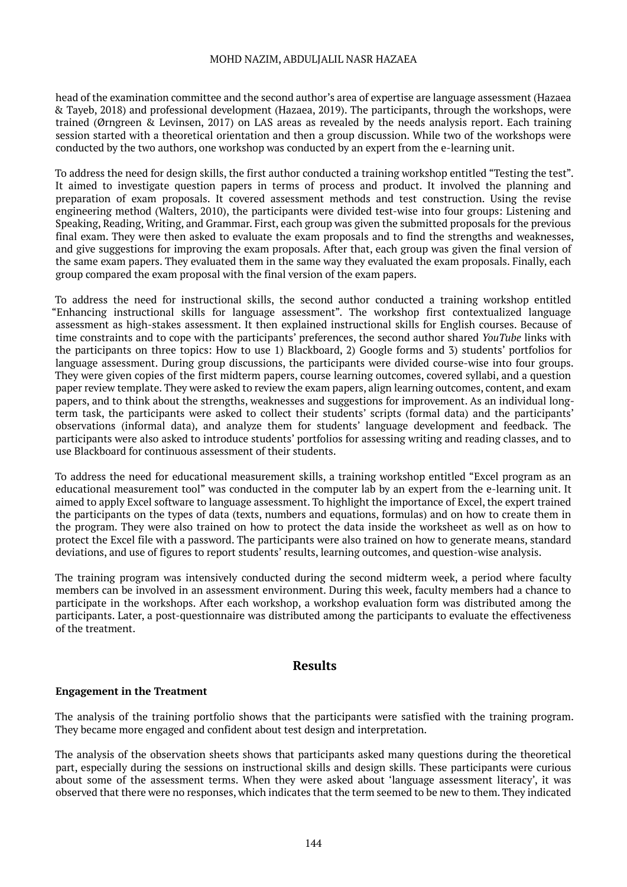head of the examination committee and the second author's area of expertise are language assessment (Hazaea & Tayeb, 2018) and professional development (Hazaea, 2019). The participants, through the workshops, were trained (Ørngreen & Levinsen, 2017) on LAS areas as revealed by the needs analysis report. Each training session started with a theoretical orientation and then a group discussion. While two of the workshops were conducted by the two authors, one workshop was conducted by an expert from the e-learning unit.

To address the need for design skills, the first author conducted a training workshop entitled "Testing the test". It aimed to investigate question papers in terms of process and product. It involved the planning and preparation of exam proposals. It covered assessment methods and test construction. Using the revise engineering method (Walters, 2010), the participants were divided test-wise into four groups: Listening and Speaking, Reading, Writing, and Grammar. First, each group was given the submitted proposals for the previous final exam. They were then asked to evaluate the exam proposals and to find the strengths and weaknesses, and give suggestions for improving the exam proposals. After that, each group was given the final version of the same exam papers. They evaluated them in the same way they evaluated the exam proposals. Finally, each group compared the exam proposal with the final version of the exam papers.

To address the need for instructional skills, the second author conducted a training workshop entitled "Enhancing instructional skills for language assessment". The workshop first contextualized language assessment as high-stakes assessment. It then explained instructional skills for English courses. Because of time constraints and to cope with the participants' preferences, the second author shared *YouTube* links with the participants on three topics: How to use 1) Blackboard, 2) Google forms and 3) students' portfolios for language assessment. During group discussions, the participants were divided course-wise into four groups. They were given copies of the first midterm papers, course learning outcomes, covered syllabi, and a question paper review template. They were asked to review the exam papers, align learning outcomes, content, and exam papers, and to think about the strengths, weaknesses and suggestions for improvement. As an individual long-term task, the participants were asked to collect their students' scripts (formal data) and the participants' observations (informal data), and analyze them for students' language development and feedback. The participants were also asked to introduce students' portfolios for assessing writing and reading classes, and to use Blackboard for continuous assessment of their students.

To address the need for educational measurement skills, a training workshop entitled "Excel program as an educational measurement tool" was conducted in the computer lab by an expert from the e-learning unit. It aimed to apply Excel software to language assessment. To highlight the importance of Excel, the expert trained the participants on the types of data (texts, numbers and equations, formulas) and on how to create them in the program. They were also trained on how to protect the data inside the worksheet as well as on how to protect the Excel file with a password. The participants were also trained on how to generate means, standard deviations, and use of figures to report students' results, learning outcomes, and question-wise analysis.

The training program was intensively conducted during the second midterm week, a period where faculty members can be involved in an assessment environment. During this week, faculty members had a chance to participate in the workshops. After each workshop, a workshop evaluation form was distributed among the participants. Later, a post-questionnaire was distributed among the participants to evaluate the effectiveness of the treatment.

## Results

**Engagement in the Treatment**

The analysis of the training portfolio shows that the participants were satisfied with the training program. They became more engaged and confident about test design and interpretation.

The analysis of the observation sheets shows that participants asked many questions during the theoretical part, especially during the sessions on instructional skills and design skills. These participants were curious about some of the assessment terms. When they were asked about 'language assessment literacy', it was observed that there were no responses, which indicates that the term seemed to be new to them. They indicated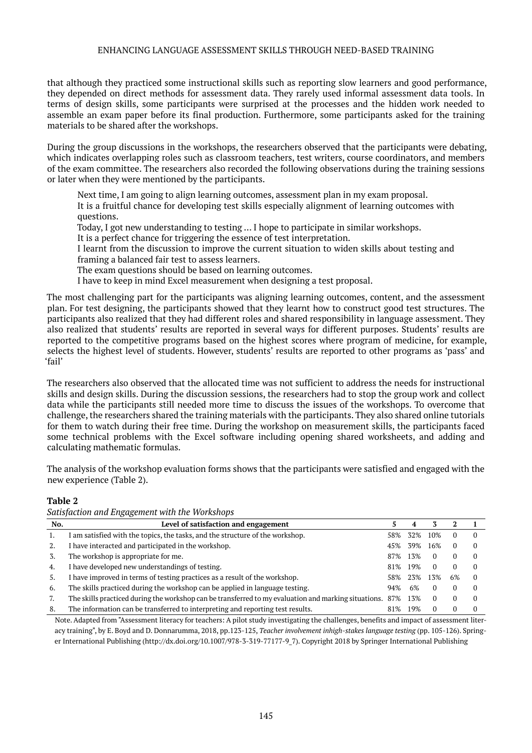that although they practiced some instructional skills such as reporting slow learners and good performance, they depended on direct methods for assessment data. They rarely used informal assessment data tools. In terms of design skills, some participants were surprised at the processes and the hidden work needed to assemble an exam paper before its final production. Furthermore, some participants asked for the training materials to be shared after the workshops.

During the group discussions in the workshops, the researchers observed that the participants were debating, which indicates overlapping roles such as classroom teachers, test writers, course coordinators, and members of the exam committee. The researchers also recorded the following observations during the training sessions or later when they were mentioned by the participants.

> Next time, I am going to align learning outcomes, assessment plan in my exam proposal.
> It is a fruitful chance for developing test skills especially alignment of learning outcomes with questions.
> Today, I got new understanding to testing … I hope to participate in similar workshops.
> It is a perfect chance for triggering the essence of test interpretation.
> I learnt from the discussion to improve the current situation to widen skills about testing and framing a balanced fair test to assess learners.
> The exam questions should be based on learning outcomes.
> I have to keep in mind Excel measurement when designing a test proposal.

The most challenging part for the participants was aligning learning outcomes, content, and the assessment plan. For test designing, the participants showed that they learnt how to construct good test structures. The participants also realized that they had different roles and shared responsibility in language assessment. They also realized that students' results are reported in several ways for different purposes. Students' results are reported to the competitive programs based on the highest scores where program of medicine, for example, selects the highest level of students. However, students' results are reported to other programs as 'pass' and 'fail'

The researchers also observed that the allocated time was not sufficient to address the needs for instructional skills and design skills. During the discussion sessions, the researchers had to stop the group work and collect data while the participants still needed more time to discuss the issues of the workshops. To overcome that challenge, the researchers shared the training materials with the participants. They also shared online tutorials for them to watch during their free time. During the workshop on measurement skills, the participants faced some technical problems with the Excel software including opening shared worksheets, and adding and calculating mathematic formulas.

The analysis of the workshop evaluation forms shows that the participants were satisfied and engaged with the new experience (Table 2).

**Table 2**

*Satisfaction and Engagement with the Workshops*

| No. | Level of satisfaction and engagement | 5 | 4 | 3 | 2 | 1 |
|---|---|---|---|---|---|---|
| 1. | I am satisfied with the topics, the tasks, and the structure of the workshop. | 58% | 32% | 10% | 0 | 0 |
| 2. | I have interacted and participated in the workshop. | 45% | 39% | 16% | 0 | 0 |
| 3. | The workshop is appropriate for me. | 87% | 13% | 0 | 0 | 0 |
| 4. | I have developed new understandings of testing. | 81% | 19% | 0 | 0 | 0 |
| 5. | I have improved in terms of testing practices as a result of the workshop. | 58% | 23% | 13% | 6% | 0 |
| 6. | The skills practiced during the workshop can be applied in language testing. | 94% | 6% | 0 | 0 | 0 |
| 7. | The skills practiced during the workshop can be transferred to my evaluation and marking situations. | 87% | 13% | 0 | 0 | 0 |
| 8. | The information can be transferred to interpreting and reporting test results. | 81% | 19% | 0 | 0 | 0 |

Note. Adapted from "Assessment literacy for teachers: A pilot study investigating the challenges, benefits and impact of assessment literacy training", by E. Boyd and D. Donnarumma, 2018, pp.123-125, *Teacher involvement inhigh-stakes language testing* (pp. 105-126). Springer International Publishing (http://dx.doi.org/10.1007/978-3-319-77177-9_7). Copyright 2018 by Springer International Publishing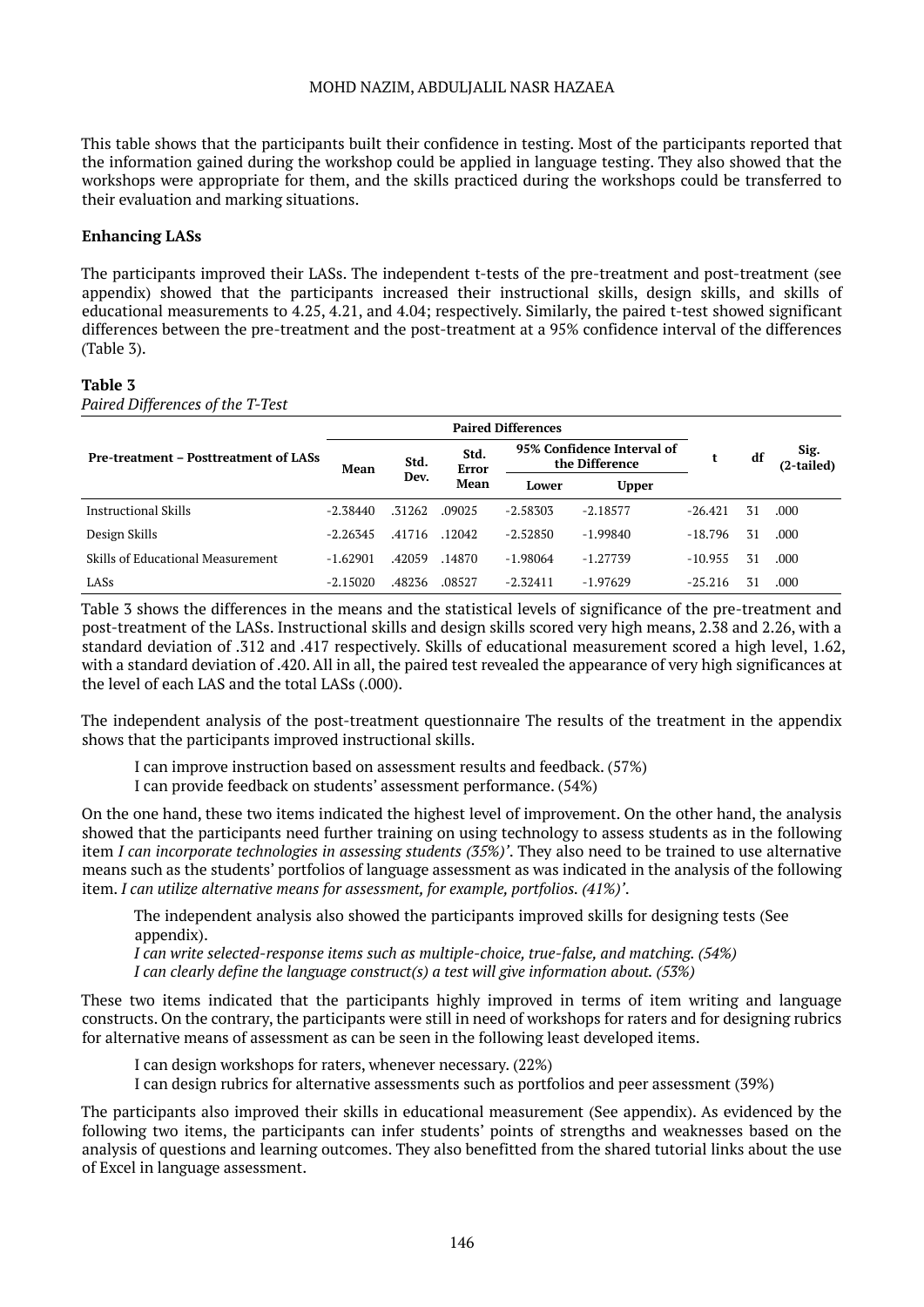This table shows that the participants built their confidence in testing. Most of the participants reported that the information gained during the workshop could be applied in language testing. They also showed that the workshops were appropriate for them, and the skills practiced during the workshops could be transferred to their evaluation and marking situations.

### Enhancing LASs

The participants improved their LASs. The independent t-tests of the pre-treatment and post-treatment (see appendix) showed that the participants increased their instructional skills, design skills, and skills of educational measurements to 4.25, 4.21, and 4.04; respectively. Similarly, the paired t-test showed significant differences between the pre-treatment and the post-treatment at a 95% confidence interval of the differences (Table 3).

**Table 3**

*Paired Differences of the T-Test*

| Pre-treatment – Posttreatment of LASs | Paired Differences | | | | | t | df | Sig. (2-tailed) |
|---|---|---|---|---|---|---|---|---|
| | Mean | Std. Dev. | Std. Error Mean | 95% Confidence Interval of the Difference | | | | |
| | | | | Lower | Upper | | | |
| Instructional Skills | -2.38440 | .31262 | .09025 | -2.58303 | -2.18577 | -26.421 | 31 | .000 |
| Design Skills | -2.26345 | .41716 | .12042 | -2.52850 | -1.99840 | -18.796 | 31 | .000 |
| Skills of Educational Measurement | -1.62901 | .42059 | .14870 | -1.98064 | -1.27739 | -10.955 | 31 | .000 |
| LASs | -2.15020 | .48236 | .08527 | -2.32411 | -1.97629 | -25.216 | 31 | .000 |

Table 3 shows the differences in the means and the statistical levels of significance of the pre-treatment and post-treatment of the LASs. Instructional skills and design skills scored very high means, 2.38 and 2.26, with a standard deviation of .312 and .417 respectively. Skills of educational measurement scored a high level, 1.62, with a standard deviation of .420. All in all, the paired test revealed the appearance of very high significances at the level of each LAS and the total LASs (.000).

The independent analysis of the post-treatment questionnaire The results of the treatment in the appendix shows that the participants improved instructional skills.

> I can improve instruction based on assessment results and feedback. (57%)
> I can provide feedback on students' assessment performance. (54%)

On the one hand, these two items indicated the highest level of improvement. On the other hand, the analysis showed that the participants need further training on using technology to assess students as in the following item *I can incorporate technologies in assessing students (35%)'*. They also need to be trained to use alternative means such as the students' portfolios of language assessment as was indicated in the analysis of the following item. *I can utilize alternative means for assessment, for example, portfolios. (41%)'*.

> The independent analysis also showed the participants improved skills for designing tests (See appendix).
> *I can write selected-response items such as multiple-choice, true-false, and matching. (54%)*
> *I can clearly define the language construct(s) a test will give information about. (53%)*

These two items indicated that the participants highly improved in terms of item writing and language constructs. On the contrary, the participants were still in need of workshops for raters and for designing rubrics for alternative means of assessment as can be seen in the following least developed items.

> I can design workshops for raters, whenever necessary. (22%)
> I can design rubrics for alternative assessments such as portfolios and peer assessment (39%)

The participants also improved their skills in educational measurement (See appendix). As evidenced by the following two items, the participants can infer students' points of strengths and weaknesses based on the analysis of questions and learning outcomes. They also benefitted from the shared tutorial links about the use of Excel in language assessment.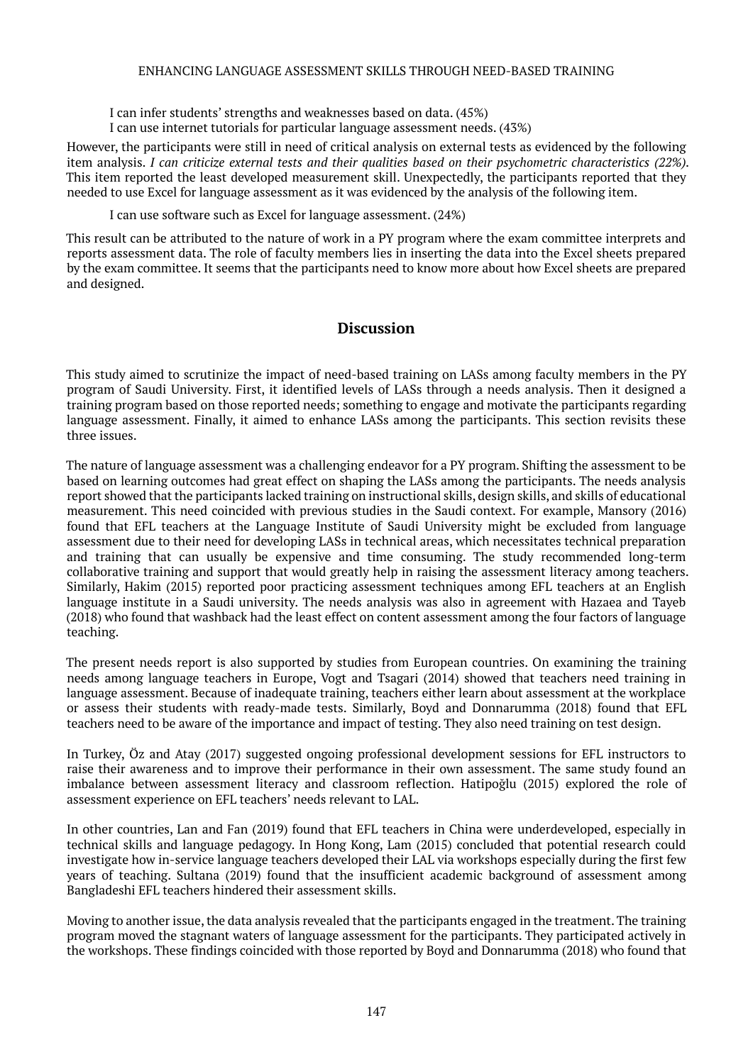I can infer students' strengths and weaknesses based on data. (45%)

I can use internet tutorials for particular language assessment needs. (43%)

However, the participants were still in need of critical analysis on external tests as evidenced by the following item analysis. *I can criticize external tests and their qualities based on their psychometric characteristics (22%)*. This item reported the least developed measurement skill. Unexpectedly, the participants reported that they needed to use Excel for language assessment as it was evidenced by the analysis of the following item.

I can use software such as Excel for language assessment. (24%)

This result can be attributed to the nature of work in a PY program where the exam committee interprets and reports assessment data. The role of faculty members lies in inserting the data into the Excel sheets prepared by the exam committee. It seems that the participants need to know more about how Excel sheets are prepared and designed.

## Discussion

This study aimed to scrutinize the impact of need-based training on LASs among faculty members in the PY program of Saudi University. First, it identified levels of LASs through a needs analysis. Then it designed a training program based on those reported needs; something to engage and motivate the participants regarding language assessment. Finally, it aimed to enhance LASs among the participants. This section revisits these three issues.

The nature of language assessment was a challenging endeavor for a PY program. Shifting the assessment to be based on learning outcomes had great effect on shaping the LASs among the participants. The needs analysis report showed that the participants lacked training on instructional skills, design skills, and skills of educational measurement. This need coincided with previous studies in the Saudi context. For example, Mansory (2016) found that EFL teachers at the Language Institute of Saudi University might be excluded from language assessment due to their need for developing LASs in technical areas, which necessitates technical preparation and training that can usually be expensive and time consuming. The study recommended long-term collaborative training and support that would greatly help in raising the assessment literacy among teachers. Similarly, Hakim (2015) reported poor practicing assessment techniques among EFL teachers at an English language institute in a Saudi university. The needs analysis was also in agreement with Hazaea and Tayeb (2018) who found that washback had the least effect on content assessment among the four factors of language teaching.

The present needs report is also supported by studies from European countries. On examining the training needs among language teachers in Europe, Vogt and Tsagari (2014) showed that teachers need training in language assessment. Because of inadequate training, teachers either learn about assessment at the workplace or assess their students with ready-made tests. Similarly, Boyd and Donnarumma (2018) found that EFL teachers need to be aware of the importance and impact of testing. They also need training on test design.

In Turkey, Öz and Atay (2017) suggested ongoing professional development sessions for EFL instructors to raise their awareness and to improve their performance in their own assessment. The same study found an imbalance between assessment literacy and classroom reflection. Hatipoğlu (2015) explored the role of assessment experience on EFL teachers' needs relevant to LAL.

In other countries, Lan and Fan (2019) found that EFL teachers in China were underdeveloped, especially in technical skills and language pedagogy. In Hong Kong, Lam (2015) concluded that potential research could investigate how in-service language teachers developed their LAL via workshops especially during the first few years of teaching. Sultana (2019) found that the insufficient academic background of assessment among Bangladeshi EFL teachers hindered their assessment skills.

Moving to another issue, the data analysis revealed that the participants engaged in the treatment. The training program moved the stagnant waters of language assessment for the participants. They participated actively in the workshops. These findings coincided with those reported by Boyd and Donnarumma (2018) who found that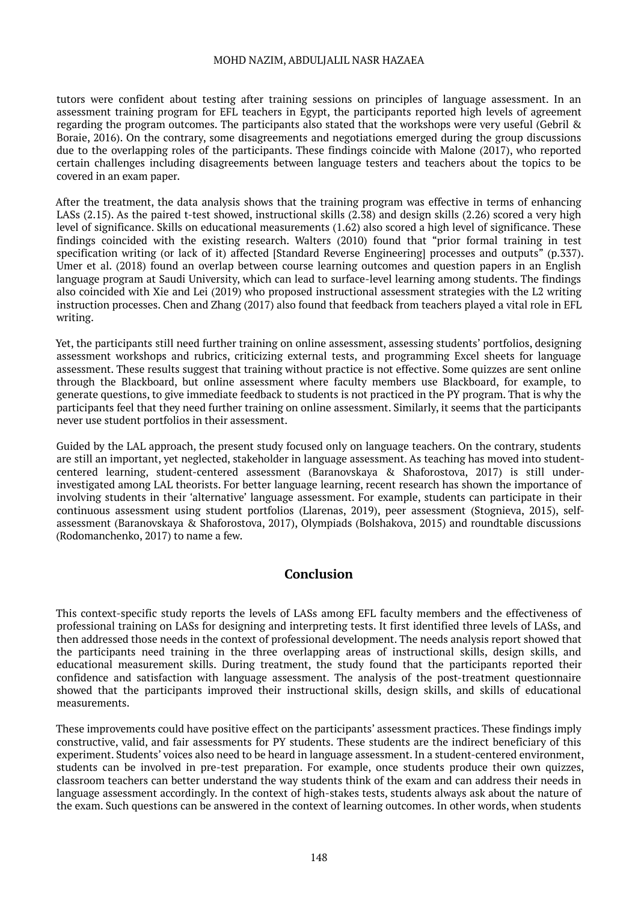tutors were confident about testing after training sessions on principles of language assessment. In an assessment training program for EFL teachers in Egypt, the participants reported high levels of agreement regarding the program outcomes. The participants also stated that the workshops were very useful (Gebril & Boraie, 2016). On the contrary, some disagreements and negotiations emerged during the group discussions due to the overlapping roles of the participants. These findings coincide with Malone (2017), who reported certain challenges including disagreements between language testers and teachers about the topics to be covered in an exam paper.

After the treatment, the data analysis shows that the training program was effective in terms of enhancing LASs (2.15). As the paired t-test showed, instructional skills (2.38) and design skills (2.26) scored a very high level of significance. Skills on educational measurements (1.62) also scored a high level of significance. These findings coincided with the existing research. Walters (2010) found that "prior formal training in test specification writing (or lack of it) affected [Standard Reverse Engineering] processes and outputs" (p.337). Umer et al. (2018) found an overlap between course learning outcomes and question papers in an English language program at Saudi University, which can lead to surface-level learning among students. The findings also coincided with Xie and Lei (2019) who proposed instructional assessment strategies with the L2 writing instruction processes. Chen and Zhang (2017) also found that feedback from teachers played a vital role in EFL writing.

Yet, the participants still need further training on online assessment, assessing students' portfolios, designing assessment workshops and rubrics, criticizing external tests, and programming Excel sheets for language assessment. These results suggest that training without practice is not effective. Some quizzes are sent online through the Blackboard, but online assessment where faculty members use Blackboard, for example, to generate questions, to give immediate feedback to students is not practiced in the PY program. That is why the participants feel that they need further training on online assessment. Similarly, it seems that the participants never use student portfolios in their assessment.

Guided by the LAL approach, the present study focused only on language teachers. On the contrary, students are still an important, yet neglected, stakeholder in language assessment. As teaching has moved into student-centered learning, student-centered assessment (Baranovskaya & Shaforostova, 2017) is still under-investigated among LAL theorists. For better language learning, recent research has shown the importance of involving students in their 'alternative' language assessment. For example, students can participate in their continuous assessment using student portfolios (Llarenas, 2019), peer assessment (Stognieva, 2015), self-assessment (Baranovskaya & Shaforostova, 2017), Olympiads (Bolshakova, 2015) and roundtable discussions (Rodomanchenko, 2017) to name a few.

## Conclusion

This context-specific study reports the levels of LASs among EFL faculty members and the effectiveness of professional training on LASs for designing and interpreting tests. It first identified three levels of LASs, and then addressed those needs in the context of professional development. The needs analysis report showed that the participants need training in the three overlapping areas of instructional skills, design skills, and educational measurement skills. During treatment, the study found that the participants reported their confidence and satisfaction with language assessment. The analysis of the post-treatment questionnaire showed that the participants improved their instructional skills, design skills, and skills of educational measurements.

These improvements could have positive effect on the participants' assessment practices. These findings imply constructive, valid, and fair assessments for PY students. These students are the indirect beneficiary of this experiment. Students' voices also need to be heard in language assessment. In a student-centered environment, students can be involved in pre-test preparation. For example, once students produce their own quizzes, classroom teachers can better understand the way students think of the exam and can address their needs in language assessment accordingly. In the context of high-stakes tests, students always ask about the nature of the exam. Such questions can be answered in the context of learning outcomes. In other words, when students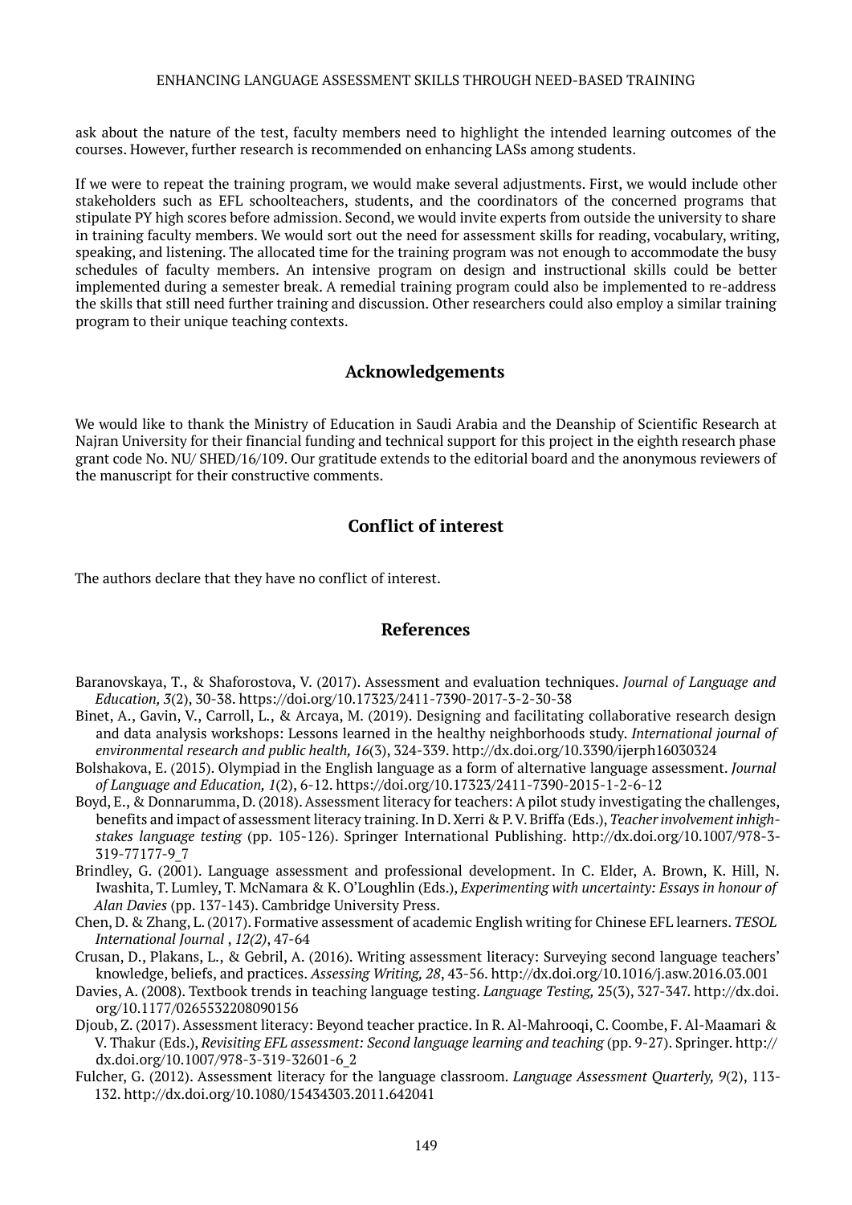ask about the nature of the test, faculty members need to highlight the intended learning outcomes of the courses. However, further research is recommended on enhancing LASs among students.

If we were to repeat the training program, we would make several adjustments. First, we would include other stakeholders such as EFL schoolteachers, students, and the coordinators of the concerned programs that stipulate PY high scores before admission. Second, we would invite experts from outside the university to share in training faculty members. We would sort out the need for assessment skills for reading, vocabulary, writing, speaking, and listening. The allocated time for the training program was not enough to accommodate the busy schedules of faculty members. An intensive program on design and instructional skills could be better implemented during a semester break. A remedial training program could also be implemented to re-address the skills that still need further training and discussion. Other researchers could also employ a similar training program to their unique teaching contexts.

## Acknowledgements

We would like to thank the Ministry of Education in Saudi Arabia and the Deanship of Scientific Research at Najran University for their financial funding and technical support for this project in the eighth research phase grant code No. NU/ SHED/16/109. Our gratitude extends to the editorial board and the anonymous reviewers of the manuscript for their constructive comments.

## Conflict of interest

The authors declare that they have no conflict of interest.

## References

Baranovskaya, T., & Shaforostova, V. (2017). Assessment and evaluation techniques. *Journal of Language and Education, 3*(2), 30-38. https://doi.org/10.17323/2411-7390-2017-3-2-30-38

Binet, A., Gavin, V., Carroll, L., & Arcaya, M. (2019). Designing and facilitating collaborative research design and data analysis workshops: Lessons learned in the healthy neighborhoods study. *International journal of environmental research and public health, 16*(3), 324-339. http://dx.doi.org/10.3390/ijerph16030324

Bolshakova, E. (2015). Olympiad in the English language as a form of alternative language assessment. *Journal of Language and Education, 1*(2), 6-12. https://doi.org/10.17323/2411-7390-2015-1-2-6-12

Boyd, E., & Donnarumma, D. (2018). Assessment literacy for teachers: A pilot study investigating the challenges, benefits and impact of assessment literacy training. In D. Xerri & P. V. Briffa (Eds.), *Teacher involvement inhigh-stakes language testing* (pp. 105-126). Springer International Publishing. http://dx.doi.org/10.1007/978-3-319-77177-9_7

Brindley, G. (2001). Language assessment and professional development. In C. Elder, A. Brown, K. Hill, N. Iwashita, T. Lumley, T. McNamara & K. O'Loughlin (Eds.), *Experimenting with uncertainty: Essays in honour of Alan Davies* (pp. 137-143). Cambridge University Press.

Chen, D. & Zhang, L. (2017). Formative assessment of academic English writing for Chinese EFL learners. *TESOL International Journal* , *12(2)*, 47-64

Crusan, D., Plakans, L., & Gebril, A. (2016). Writing assessment literacy: Surveying second language teachers' knowledge, beliefs, and practices. *Assessing Writing, 28*, 43-56. http://dx.doi.org/10.1016/j.asw.2016.03.001

Davies, A. (2008). Textbook trends in teaching language testing. *Language Testing,* 25(3), 327-347. http://dx.doi.org/10.1177/0265532208090156

Djoub, Z. (2017). Assessment literacy: Beyond teacher practice. In R. Al-Mahrooqi, C. Coombe, F. Al-Maamari & V. Thakur (Eds.), *Revisiting EFL assessment: Second language learning and teaching* (pp. 9-27). Springer. http://dx.doi.org/10.1007/978-3-319-32601-6_2

Fulcher, G. (2012). Assessment literacy for the language classroom. *Language Assessment Quarterly, 9*(2), 113-132. http://dx.doi.org/10.1080/15434303.2011.642041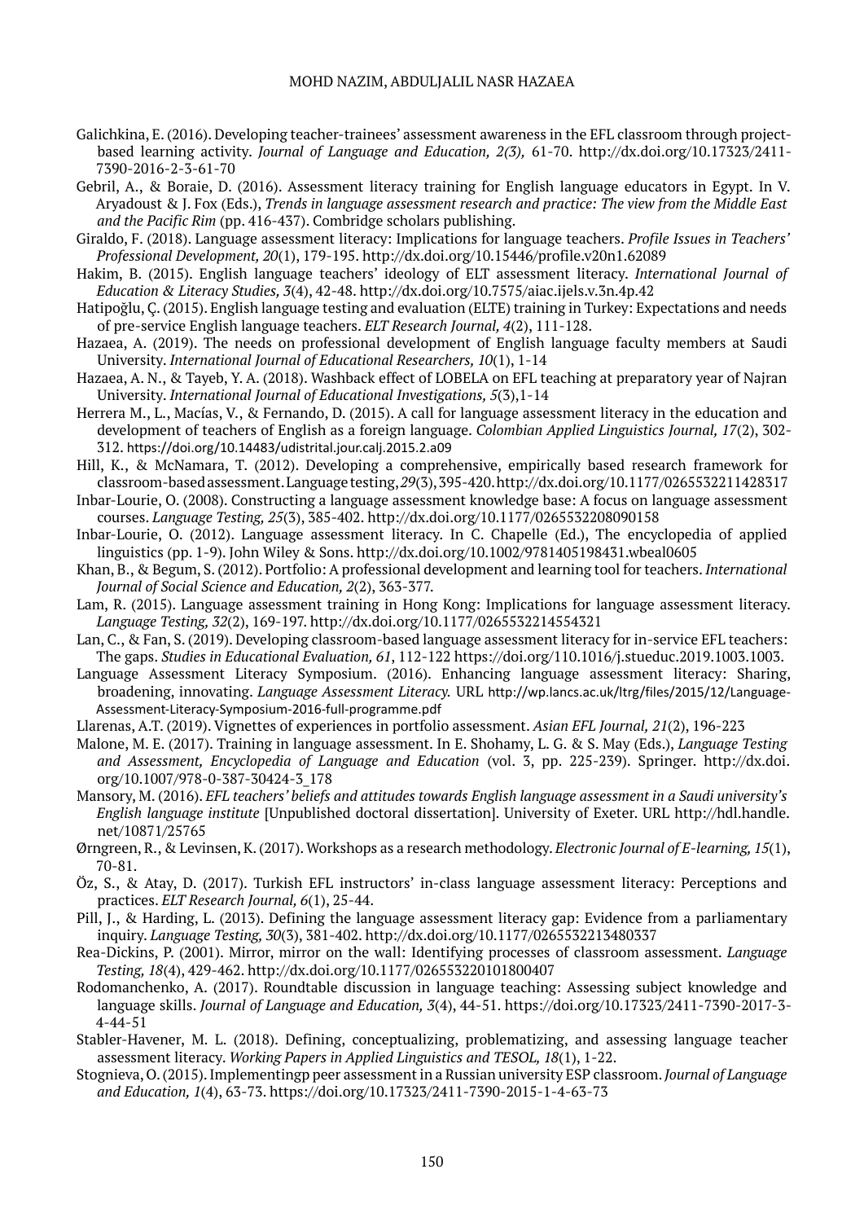Galichkina, E. (2016). Developing teacher-trainees' assessment awareness in the EFL classroom through project-based learning activity. *Journal of Language and Education, 2(3),* 61-70. http://dx.doi.org/10.17323/2411-7390-2016-2-3-61-70

Gebril, A., & Boraie, D. (2016). Assessment literacy training for English language educators in Egypt. In V. Aryadoust & J. Fox (Eds.), *Trends in language assessment research and practice: The view from the Middle East and the Pacific Rim* (pp. 416-437). Combridge scholars publishing.

Giraldo, F. (2018). Language assessment literacy: Implications for language teachers. *Profile Issues in Teachers' Professional Development, 20*(1), 179-195. http://dx.doi.org/10.15446/profile.v20n1.62089

Hakim, B. (2015). English language teachers' ideology of ELT assessment literacy. *International Journal of Education & Literacy Studies, 3*(4), 42-48. http://dx.doi.org/10.7575/aiac.ijels.v.3n.4p.42

Hatipoğlu, Ç. (2015). English language testing and evaluation (ELTE) training in Turkey: Expectations and needs of pre-service English language teachers. *ELT Research Journal, 4*(2), 111-128.

Hazaea, A. (2019). The needs on professional development of English language faculty members at Saudi University. *International Journal of Educational Researchers, 10*(1), 1-14

Hazaea, A. N., & Tayeb, Y. A. (2018). Washback effect of LOBELA on EFL teaching at preparatory year of Najran University. *International Journal of Educational Investigations, 5*(3),1-14

Herrera M., L., Macías, V., & Fernando, D. (2015). A call for language assessment literacy in the education and development of teachers of English as a foreign language. *Colombian Applied Linguistics Journal, 17*(2), 302-312. https://doi.org/10.14483/udistrital.jour.calj.2015.2.a09

Hill, K., & McNamara, T. (2012). Developing a comprehensive, empirically based research framework for classroom-based assessment. Language testing, *29*(3), 395-420. http://dx.doi.org/10.1177/0265532211428317

Inbar-Lourie, O. (2008). Constructing a language assessment knowledge base: A focus on language assessment courses. *Language Testing, 25*(3), 385-402. http://dx.doi.org/10.1177/0265532208090158

Inbar-Lourie, O. (2012). Language assessment literacy. In C. Chapelle (Ed.), The encyclopedia of applied linguistics (pp. 1-9). John Wiley & Sons. http://dx.doi.org/10.1002/9781405198431.wbeal0605

Khan, B., & Begum, S. (2012). Portfolio: A professional development and learning tool for teachers. *International Journal of Social Science and Education, 2*(2), 363-377.

Lam, R. (2015). Language assessment training in Hong Kong: Implications for language assessment literacy. *Language Testing, 32*(2), 169-197. http://dx.doi.org/10.1177/0265532214554321

Lan, C., & Fan, S. (2019). Developing classroom-based language assessment literacy for in-service EFL teachers: The gaps. *Studies in Educational Evaluation, 61*, 112-122 https://doi.org/110.1016/j.stueduc.2019.1003.1003.

Language Assessment Literacy Symposium. (2016). Enhancing language assessment literacy: Sharing, broadening, innovating. *Language Assessment Literacy.* URL http://wp.lancs.ac.uk/ltrg/files/2015/12/Language-Assessment-Literacy-Symposium-2016-full-programme.pdf

Llarenas, A.T. (2019). Vignettes of experiences in portfolio assessment. *Asian EFL Journal, 21*(2), 196-223

Malone, M. E. (2017). Training in language assessment. In E. Shohamy, L. G. & S. May (Eds.), *Language Testing and Assessment, Encyclopedia of Language and Education* (vol. 3, pp. 225-239). Springer. http://dx.doi.org/10.1007/978-0-387-30424-3_178

Mansory, M. (2016). *EFL teachers' beliefs and attitudes towards English language assessment in a Saudi university's English language institute* [Unpublished doctoral dissertation]. University of Exeter. URL http://hdl.handle.net/10871/25765

Ørngreen, R., & Levinsen, K. (2017). Workshops as a research methodology. *Electronic Journal of E-learning, 15*(1), 70-81.

Öz, S., & Atay, D. (2017). Turkish EFL instructors' in-class language assessment literacy: Perceptions and practices. *ELT Research Journal, 6*(1), 25-44.

Pill, J., & Harding, L. (2013). Defining the language assessment literacy gap: Evidence from a parliamentary inquiry. *Language Testing, 30*(3), 381-402. http://dx.doi.org/10.1177/0265532213480337

Rea-Dickins, P. (2001). Mirror, mirror on the wall: Identifying processes of classroom assessment. *Language Testing, 18*(4), 429-462. http://dx.doi.org/10.1177/026553220101800407

Rodomanchenko, A. (2017). Roundtable discussion in language teaching: Assessing subject knowledge and language skills. *Journal of Language and Education, 3*(4), 44-51. https://doi.org/10.17323/2411-7390-2017-3-4-44-51

Stabler-Havener, M. L. (2018). Defining, conceptualizing, problematizing, and assessing language teacher assessment literacy. *Working Papers in Applied Linguistics and TESOL, 18*(1), 1-22.

Stognieva, O. (2015). Implementingp peer assessment in a Russian university ESP classroom. *Journal of Language and Education, 1*(4), 63-73. https://doi.org/10.17323/2411-7390-2015-1-4-63-73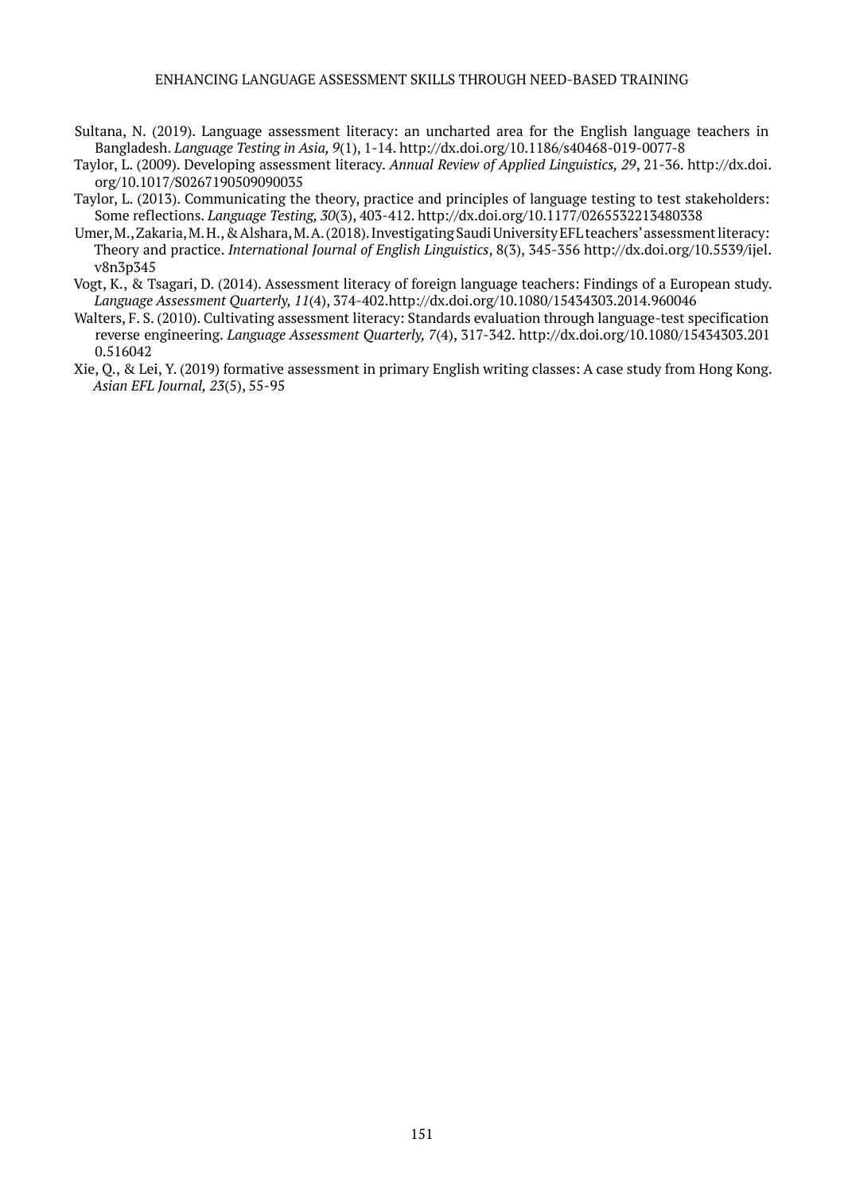Sultana, N. (2019). Language assessment literacy: an uncharted area for the English language teachers in Bangladesh. *Language Testing in Asia, 9*(1), 1-14. http://dx.doi.org/10.1186/s40468-019-0077-8

Taylor, L. (2009). Developing assessment literacy. *Annual Review of Applied Linguistics, 29*, 21-36. http://dx.doi.org/10.1017/S0267190509090035

Taylor, L. (2013). Communicating the theory, practice and principles of language testing to test stakeholders: Some reflections. *Language Testing, 30*(3), 403-412. http://dx.doi.org/10.1177/0265532213480338

Umer, M., Zakaria, M. H., & Alshara, M. A. (2018). Investigating Saudi University EFL teachers' assessment literacy: Theory and practice. *International Journal of English Linguistics*, 8(3), 345-356 http://dx.doi.org/10.5539/ijel.v8n3p345

Vogt, K., & Tsagari, D. (2014). Assessment literacy of foreign language teachers: Findings of a European study. *Language Assessment Quarterly, 11*(4), 374-402.http://dx.doi.org/10.1080/15434303.2014.960046

Walters, F. S. (2010). Cultivating assessment literacy: Standards evaluation through language-test specification reverse engineering. *Language Assessment Quarterly, 7*(4), 317-342. http://dx.doi.org/10.1080/15434303.2010.516042

Xie, Q., & Lei, Y. (2019) formative assessment in primary English writing classes: A case study from Hong Kong. *Asian EFL Journal, 23*(5), 55-95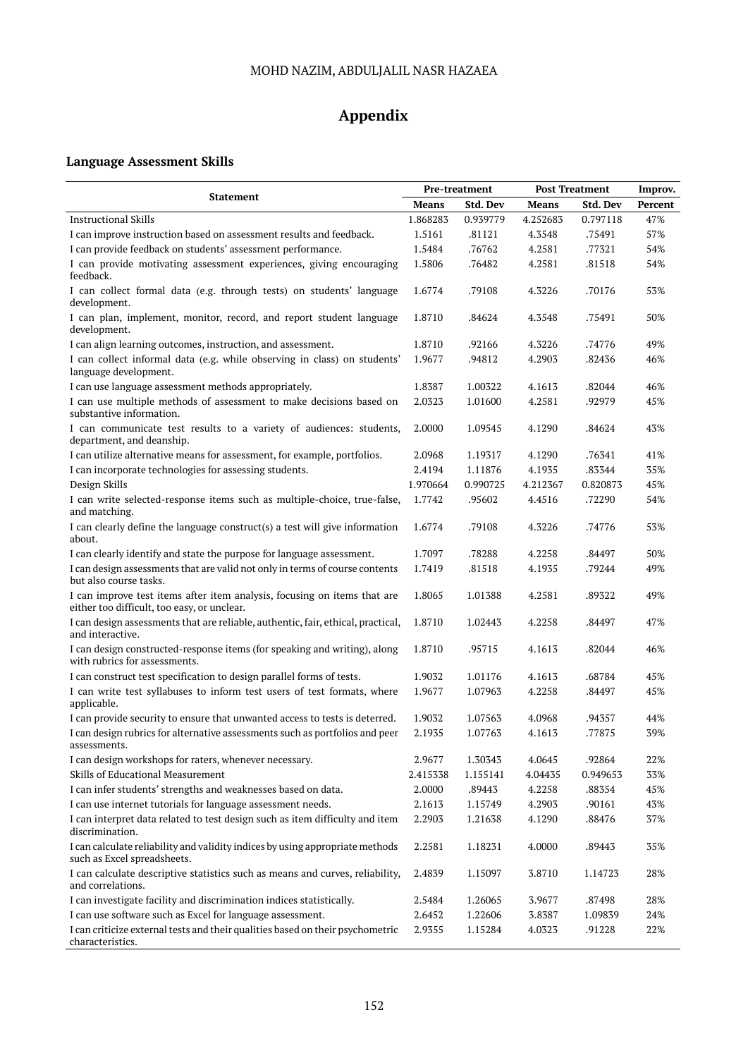# Appendix

## Language Assessment Skills

| Statement | Pre-treatment | | Post Treatment | | Improv. |
|---|---|---|---|---|---|
| | Means | Std. Dev | Means | Std. Dev | Percent |
| Instructional Skills | 1.868283 | 0.939779 | 4.252683 | 0.797118 | 47% |
| I can improve instruction based on assessment results and feedback. | 1.5161 | .81121 | 4.3548 | .75491 | 57% |
| I can provide feedback on students' assessment performance. | 1.5484 | .76762 | 4.2581 | .77321 | 54% |
| I can provide motivating assessment experiences, giving encouraging feedback. | 1.5806 | .76482 | 4.2581 | .81518 | 54% |
| I can collect formal data (e.g. through tests) on students' language development. | 1.6774 | .79108 | 4.3226 | .70176 | 53% |
| I can plan, implement, monitor, record, and report student language development. | 1.8710 | .84624 | 4.3548 | .75491 | 50% |
| I can align learning outcomes, instruction, and assessment. | 1.8710 | .92166 | 4.3226 | .74776 | 49% |
| I can collect informal data (e.g. while observing in class) on students' language development. | 1.9677 | .94812 | 4.2903 | .82436 | 46% |
| I can use language assessment methods appropriately. | 1.8387 | 1.00322 | 4.1613 | .82044 | 46% |
| I can use multiple methods of assessment to make decisions based on substantive information. | 2.0323 | 1.01600 | 4.2581 | .92979 | 45% |
| I can communicate test results to a variety of audiences: students, department, and deanship. | 2.0000 | 1.09545 | 4.1290 | .84624 | 43% |
| I can utilize alternative means for assessment, for example, portfolios. | 2.0968 | 1.19317 | 4.1290 | .76341 | 41% |
| I can incorporate technologies for assessing students. | 2.4194 | 1.11876 | 4.1935 | .83344 | 35% |
| Design Skills | 1.970664 | 0.990725 | 4.212367 | 0.820873 | 45% |
| I can write selected-response items such as multiple-choice, true-false, and matching. | 1.7742 | .95602 | 4.4516 | .72290 | 54% |
| I can clearly define the language construct(s) a test will give information about. | 1.6774 | .79108 | 4.3226 | .74776 | 53% |
| I can clearly identify and state the purpose for language assessment. | 1.7097 | .78288 | 4.2258 | .84497 | 50% |
| I can design assessments that are valid not only in terms of course contents but also course tasks. | 1.7419 | .81518 | 4.1935 | .79244 | 49% |
| I can improve test items after item analysis, focusing on items that are either too difficult, too easy, or unclear. | 1.8065 | 1.01388 | 4.2581 | .89322 | 49% |
| I can design assessments that are reliable, authentic, fair, ethical, practical, and interactive. | 1.8710 | 1.02443 | 4.2258 | .84497 | 47% |
| I can design constructed-response items (for speaking and writing), along with rubrics for assessments. | 1.8710 | .95715 | 4.1613 | .82044 | 46% |
| I can construct test specification to design parallel forms of tests. | 1.9032 | 1.01176 | 4.1613 | .68784 | 45% |
| I can write test syllabuses to inform test users of test formats, where applicable. | 1.9677 | 1.07963 | 4.2258 | .84497 | 45% |
| I can provide security to ensure that unwanted access to tests is deterred. | 1.9032 | 1.07563 | 4.0968 | .94357 | 44% |
| I can design rubrics for alternative assessments such as portfolios and peer assessments. | 2.1935 | 1.07763 | 4.1613 | .77875 | 39% |
| I can design workshops for raters, whenever necessary. | 2.9677 | 1.30343 | 4.0645 | .92864 | 22% |
| Skills of Educational Measurement | 2.415338 | 1.155141 | 4.04435 | 0.949653 | 33% |
| I can infer students' strengths and weaknesses based on data. | 2.0000 | .89443 | 4.2258 | .88354 | 45% |
| I can use internet tutorials for language assessment needs. | 2.1613 | 1.15749 | 4.2903 | .90161 | 43% |
| I can interpret data related to test design such as item difficulty and item discrimination. | 2.2903 | 1.21638 | 4.1290 | .88476 | 37% |
| I can calculate reliability and validity indices by using appropriate methods such as Excel spreadsheets. | 2.2581 | 1.18231 | 4.0000 | .89443 | 35% |
| I can calculate descriptive statistics such as means and curves, reliability, and correlations. | 2.4839 | 1.15097 | 3.8710 | 1.14723 | 28% |
| I can investigate facility and discrimination indices statistically. | 2.5484 | 1.26065 | 3.9677 | .87498 | 28% |
| I can use software such as Excel for language assessment. | 2.6452 | 1.22606 | 3.8387 | 1.09839 | 24% |
| I can criticize external tests and their qualities based on their psychometric characteristics. | 2.9355 | 1.15284 | 4.0323 | .91228 | 22% |